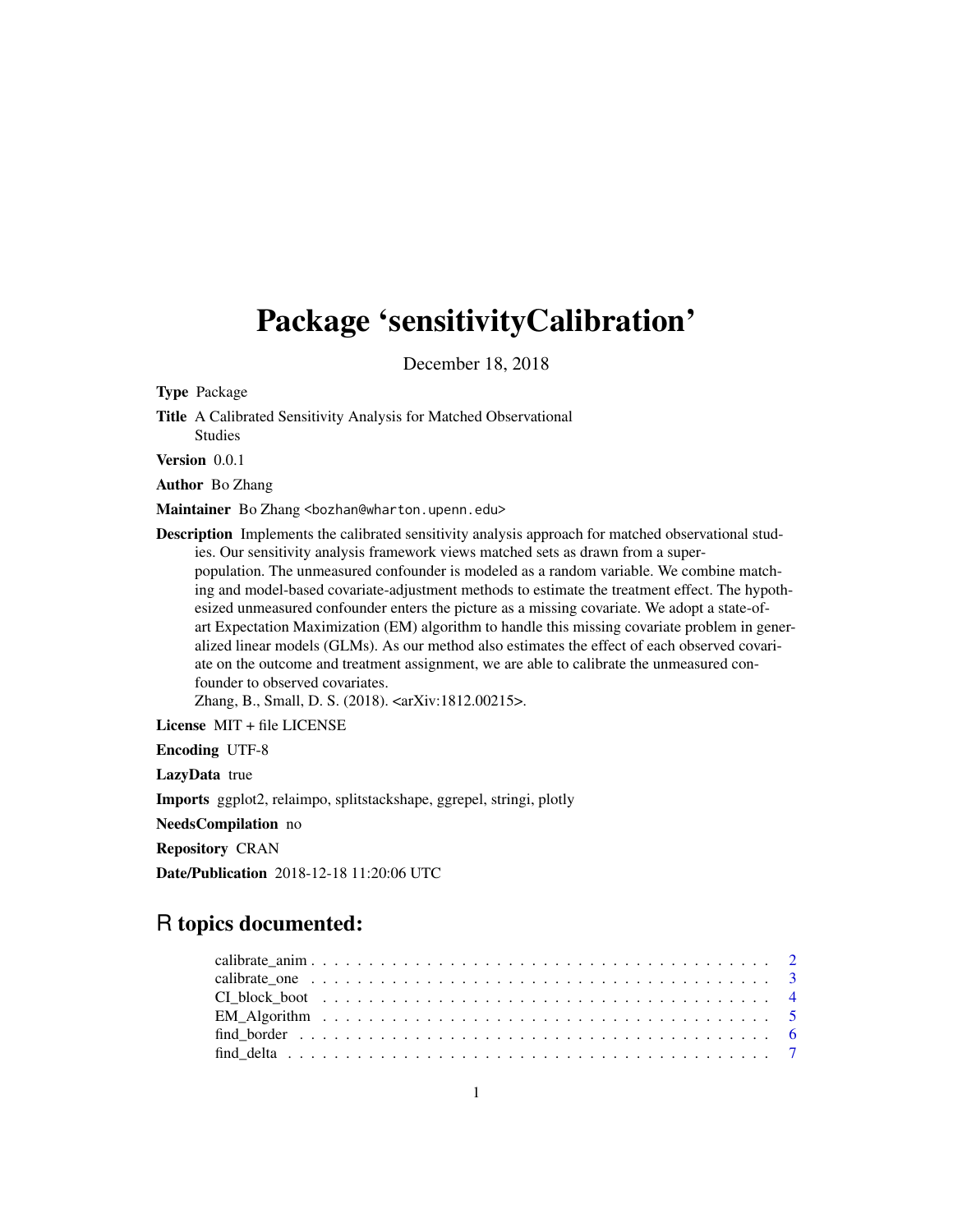# Package 'sensitivityCalibration'

December 18, 2018

**Type** Package

**Title** A Calibrated Sensitivity Analysis for Matched Observational Studies

**Version** 0.0.1

**Author** Bo Zhang

**Maintainer** Bo Zhang <bozhan@wharton.upenn.edu>

**Description** Implements the calibrated sensitivity analysis approach for matched observational studies. Our sensitivity analysis framework views matched sets as drawn from a super-population. The unmeasured confounder is modeled as a random variable. We combine matching and model-based covariate-adjustment methods to estimate the treatment effect. The hypothesized unmeasured confounder enters the picture as a missing covariate. We adopt a state-of-art Expectation Maximization (EM) algorithm to handle this missing covariate problem in generalized linear models (GLMs). As our method also estimates the effect of each observed covariate on the outcome and treatment assignment, we are able to calibrate the unmeasured confounder to observed covariates.
Zhang, B., Small, D. S. (2018). <arXiv:1812.00215>.

**License** MIT + file LICENSE

**Encoding** UTF-8

**LazyData** true

**Imports** ggplot2, relaimpo, splitstackshape, ggrepel, stringi, plotly

**NeedsCompilation** no

**Repository** CRAN

**Date/Publication** 2018-12-18 11:20:06 UTC

## R topics documented:

- calibrate_anim . . . . . . . . . . . . . . . . . . . . . . . . . . . . . . . . . . . . . . 2
- calibrate_one . . . . . . . . . . . . . . . . . . . . . . . . . . . . . . . . . . . . . . 3
- CI_block_boot . . . . . . . . . . . . . . . . . . . . . . . . . . . . . . . . . . . . . . 4
- EM_Algorithm . . . . . . . . . . . . . . . . . . . . . . . . . . . . . . . . . . . . . . 5
- find_border . . . . . . . . . . . . . . . . . . . . . . . . . . . . . . . . . . . . . . 6
- find_delta . . . . . . . . . . . . . . . . . . . . . . . . . . . . . . . . . . . . . . 7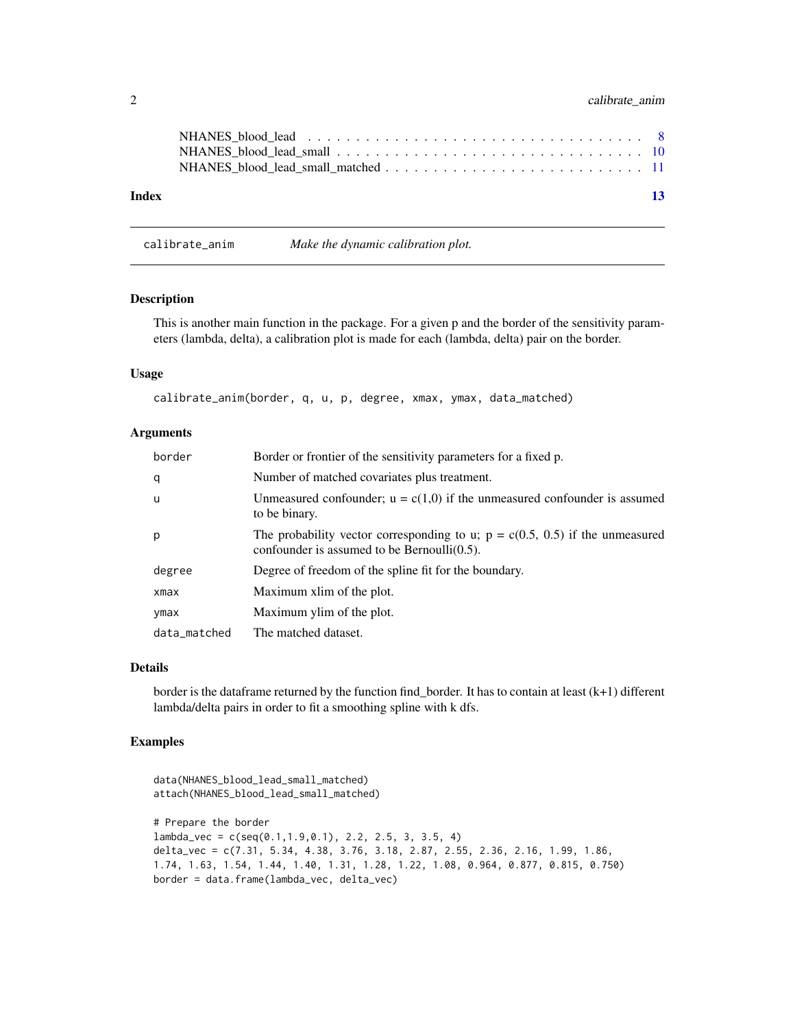NHANES_blood_lead . . . . . . . . . . . . . . . . . . . . . . . . . . . . . . . . 8
NHANES_blood_lead_small . . . . . . . . . . . . . . . . . . . . . . . . . . . . . 10
NHANES_blood_lead_small_matched . . . . . . . . . . . . . . . . . . . . . . . . . 11

**Index** **13**

---

## calibrate_anim *Make the dynamic calibration plot.*

### Description

This is another main function in the package. For a given p and the border of the sensitivity parameters (lambda, delta), a calibration plot is made for each (lambda, delta) pair on the border.

### Usage

```
calibrate_anim(border, q, u, p, degree, xmax, ymax, data_matched)
```

### Arguments

| | |
|---|---|
| border | Border or frontier of the sensitivity parameters for a fixed p. |
| q | Number of matched covariates plus treatment. |
| u | Unmeasured confounder; u = c(1,0) if the unmeasured confounder is assumed to be binary. |
| p | The probability vector corresponding to u; p = c(0.5, 0.5) if the unmeasured confounder is assumed to be Bernoulli(0.5). |
| degree | Degree of freedom of the spline fit for the boundary. |
| xmax | Maximum xlim of the plot. |
| ymax | Maximum ylim of the plot. |
| data_matched | The matched dataset. |

### Details

border is the dataframe returned by the function find_border. It has to contain at least (k+1) different lambda/delta pairs in order to fit a smoothing spline with k dfs.

### Examples

```
data(NHANES_blood_lead_small_matched)
attach(NHANES_blood_lead_small_matched)

# Prepare the border
lambda_vec = c(seq(0.1,1.9,0.1), 2.2, 2.5, 3, 3.5, 4)
delta_vec = c(7.31, 5.34, 4.38, 3.76, 3.18, 2.87, 2.55, 2.36, 2.16, 1.99, 1.86,
1.74, 1.63, 1.54, 1.44, 1.40, 1.31, 1.28, 1.22, 1.08, 0.964, 0.877, 0.815, 0.750)
border = data.frame(lambda_vec, delta_vec)
```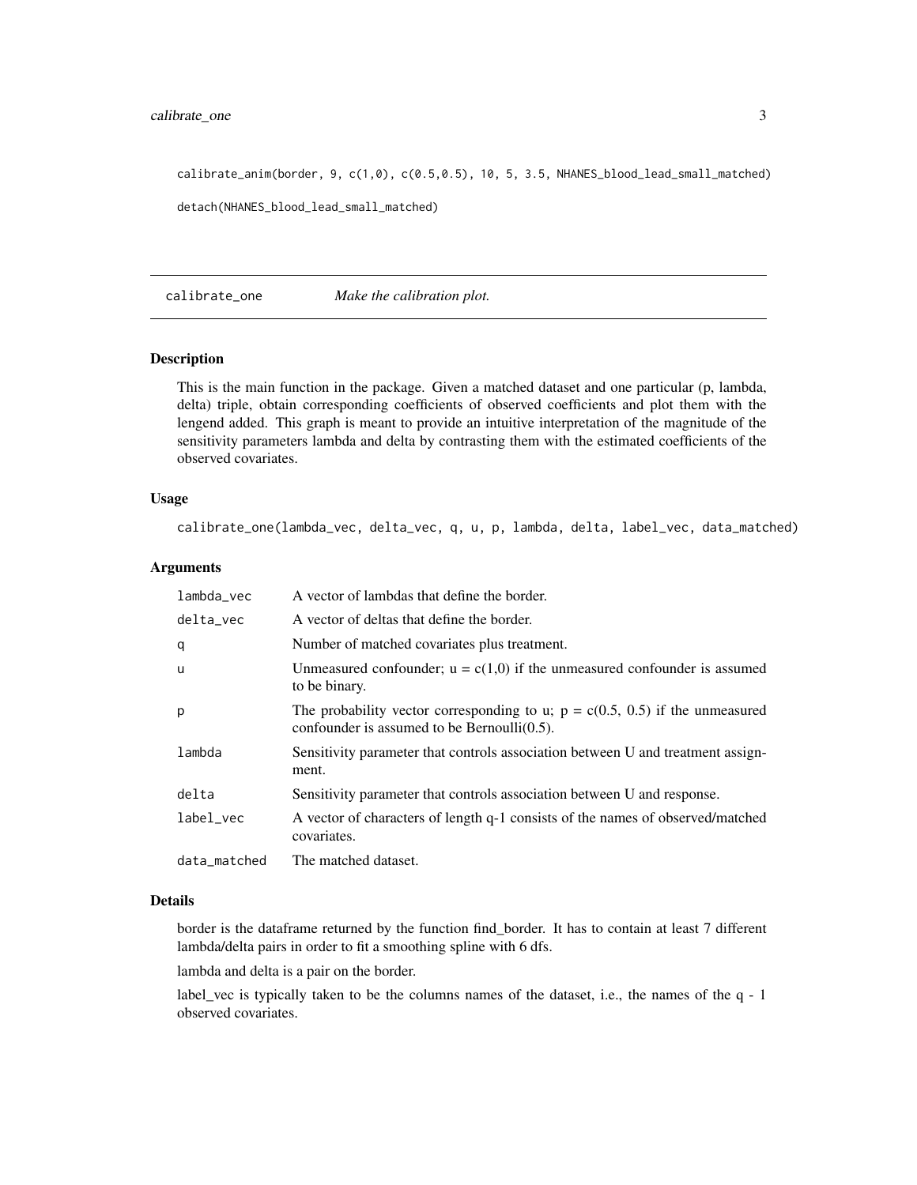```
calibrate_anim(border, 9, c(1,0), c(0.5,0.5), 10, 5, 3.5, NHANES_blood_lead_small_matched)

detach(NHANES_blood_lead_small_matched)
```

## calibrate_one — *Make the calibration plot.*

### Description

This is the main function in the package. Given a matched dataset and one particular (p, lambda, delta) triple, obtain corresponding coefficients of observed coefficients and plot them with the lengend added. This graph is meant to provide an intuitive interpretation of the magnitude of the sensitivity parameters lambda and delta by contrasting them with the estimated coefficients of the observed covariates.

### Usage

```
calibrate_one(lambda_vec, delta_vec, q, u, p, lambda, delta, label_vec, data_matched)
```

### Arguments

| | |
|---|---|
| lambda_vec | A vector of lambdas that define the border. |
| delta_vec | A vector of deltas that define the border. |
| q | Number of matched covariates plus treatment. |
| u | Unmeasured confounder; u = c(1,0) if the unmeasured confounder is assumed to be binary. |
| p | The probability vector corresponding to u; p = c(0.5, 0.5) if the unmeasured confounder is assumed to be Bernoulli(0.5). |
| lambda | Sensitivity parameter that controls association between U and treatment assignment. |
| delta | Sensitivity parameter that controls association between U and response. |
| label_vec | A vector of characters of length q-1 consists of the names of observed/matched covariates. |
| data_matched | The matched dataset. |

### Details

border is the dataframe returned by the function find_border. It has to contain at least 7 different lambda/delta pairs in order to fit a smoothing spline with 6 dfs.

lambda and delta is a pair on the border.

label_vec is typically taken to be the columns names of the dataset, i.e., the names of the q - 1 observed covariates.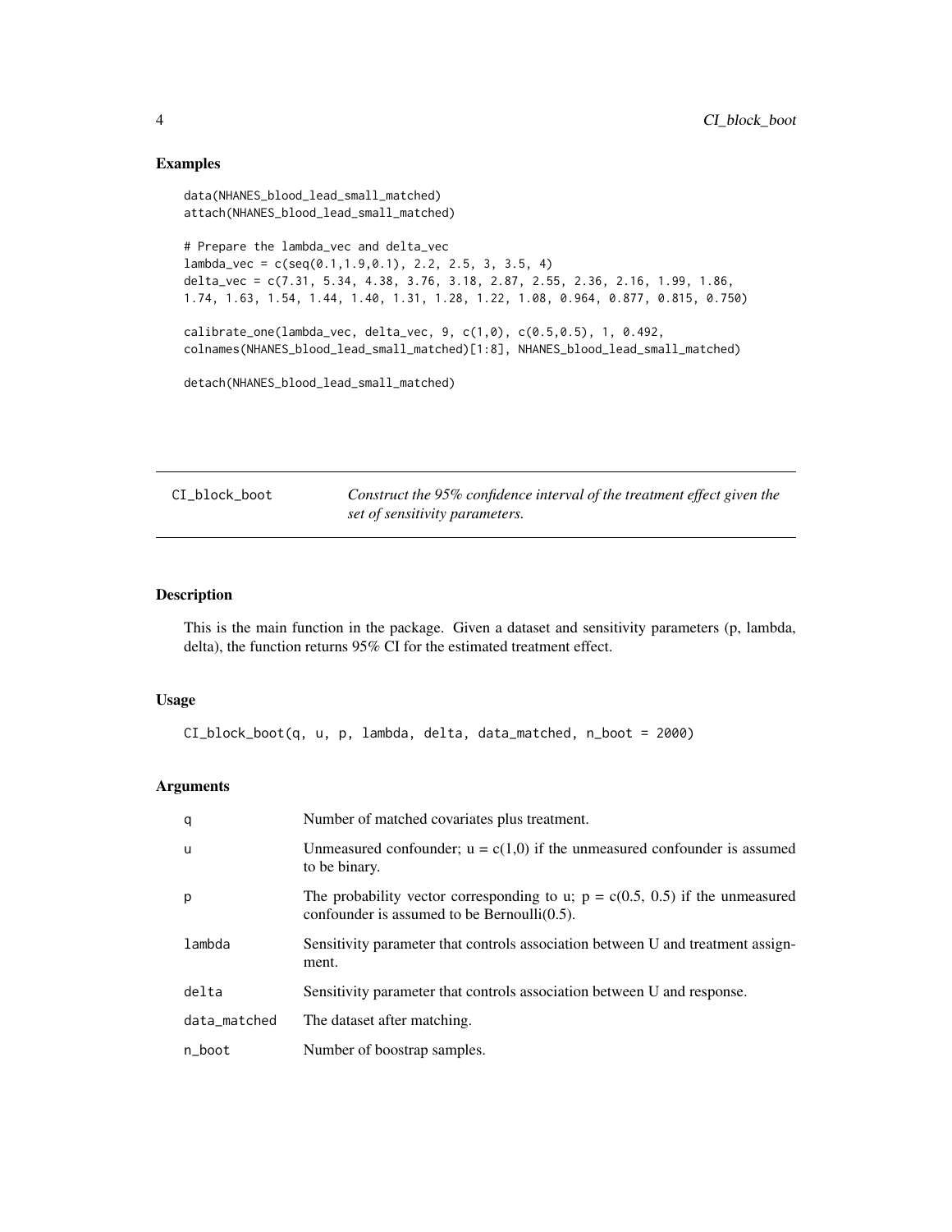## Examples

```
data(NHANES_blood_lead_small_matched)
attach(NHANES_blood_lead_small_matched)

# Prepare the lambda_vec and delta_vec
lambda_vec = c(seq(0.1,1.9,0.1), 2.2, 2.5, 3, 3.5, 4)
delta_vec = c(7.31, 5.34, 4.38, 3.76, 3.18, 2.87, 2.55, 2.36, 2.16, 1.99, 1.86,
1.74, 1.63, 1.54, 1.44, 1.40, 1.31, 1.28, 1.22, 1.08, 0.964, 0.877, 0.815, 0.750)

calibrate_one(lambda_vec, delta_vec, 9, c(1,0), c(0.5,0.5), 1, 0.492,
colnames(NHANES_blood_lead_small_matched)[1:8], NHANES_blood_lead_small_matched)

detach(NHANES_blood_lead_small_matched)
```

# CI_block_boot

*Construct the 95% confidence interval of the treatment effect given the set of sensitivity parameters.*

## Description

This is the main function in the package. Given a dataset and sensitivity parameters (p, lambda, delta), the function returns 95% CI for the estimated treatment effect.

## Usage

```
CI_block_boot(q, u, p, lambda, delta, data_matched, n_boot = 2000)
```

## Arguments

| Argument | Description |
|---|---|
| q | Number of matched covariates plus treatment. |
| u | Unmeasured confounder; u = c(1,0) if the unmeasured confounder is assumed to be binary. |
| p | The probability vector corresponding to u; p = c(0.5, 0.5) if the unmeasured confounder is assumed to be Bernoulli(0.5). |
| lambda | Sensitivity parameter that controls association between U and treatment assignment. |
| delta | Sensitivity parameter that controls association between U and response. |
| data_matched | The dataset after matching. |
| n_boot | Number of boostrap samples. |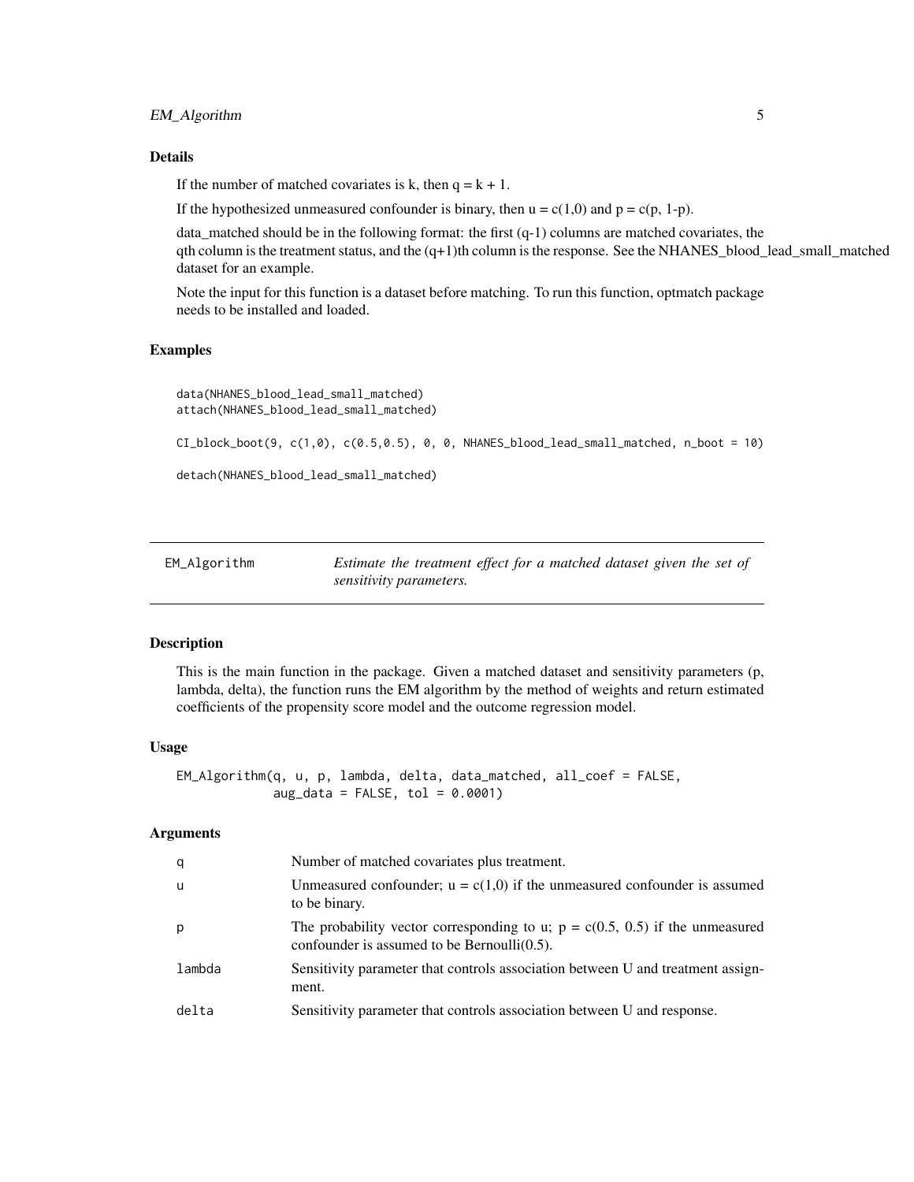### Details

If the number of matched covariates is k, then q = k + 1.

If the hypothesized unmeasured confounder is binary, then u = c(1,0) and p = c(p, 1-p).

data_matched should be in the following format: the first (q-1) columns are matched covariates, the qth column is the treatment status, and the (q+1)th column is the response. See the NHANES_blood_lead_small_matched dataset for an example.

Note the input for this function is a dataset before matching. To run this function, optmatch package needs to be installed and loaded.

### Examples

```
data(NHANES_blood_lead_small_matched)
attach(NHANES_blood_lead_small_matched)

CI_block_boot(9, c(1,0), c(0.5,0.5), 0, 0, NHANES_blood_lead_small_matched, n_boot = 10)

detach(NHANES_blood_lead_small_matched)
```

---

## EM_Algorithm *Estimate the treatment effect for a matched dataset given the set of sensitivity parameters.*

---

### Description

This is the main function in the package. Given a matched dataset and sensitivity parameters (p, lambda, delta), the function runs the EM algorithm by the method of weights and return estimated coefficients of the propensity score model and the outcome regression model.

### Usage

```
EM_Algorithm(q, u, p, lambda, delta, data_matched, all_coef = FALSE,
             aug_data = FALSE, tol = 0.0001)
```

### Arguments

| | |
|---|---|
| q | Number of matched covariates plus treatment. |
| u | Unmeasured confounder; u = c(1,0) if the unmeasured confounder is assumed to be binary. |
| p | The probability vector corresponding to u; p = c(0.5, 0.5) if the unmeasured confounder is assumed to be Bernoulli(0.5). |
| lambda | Sensitivity parameter that controls association between U and treatment assignment. |
| delta | Sensitivity parameter that controls association between U and response. |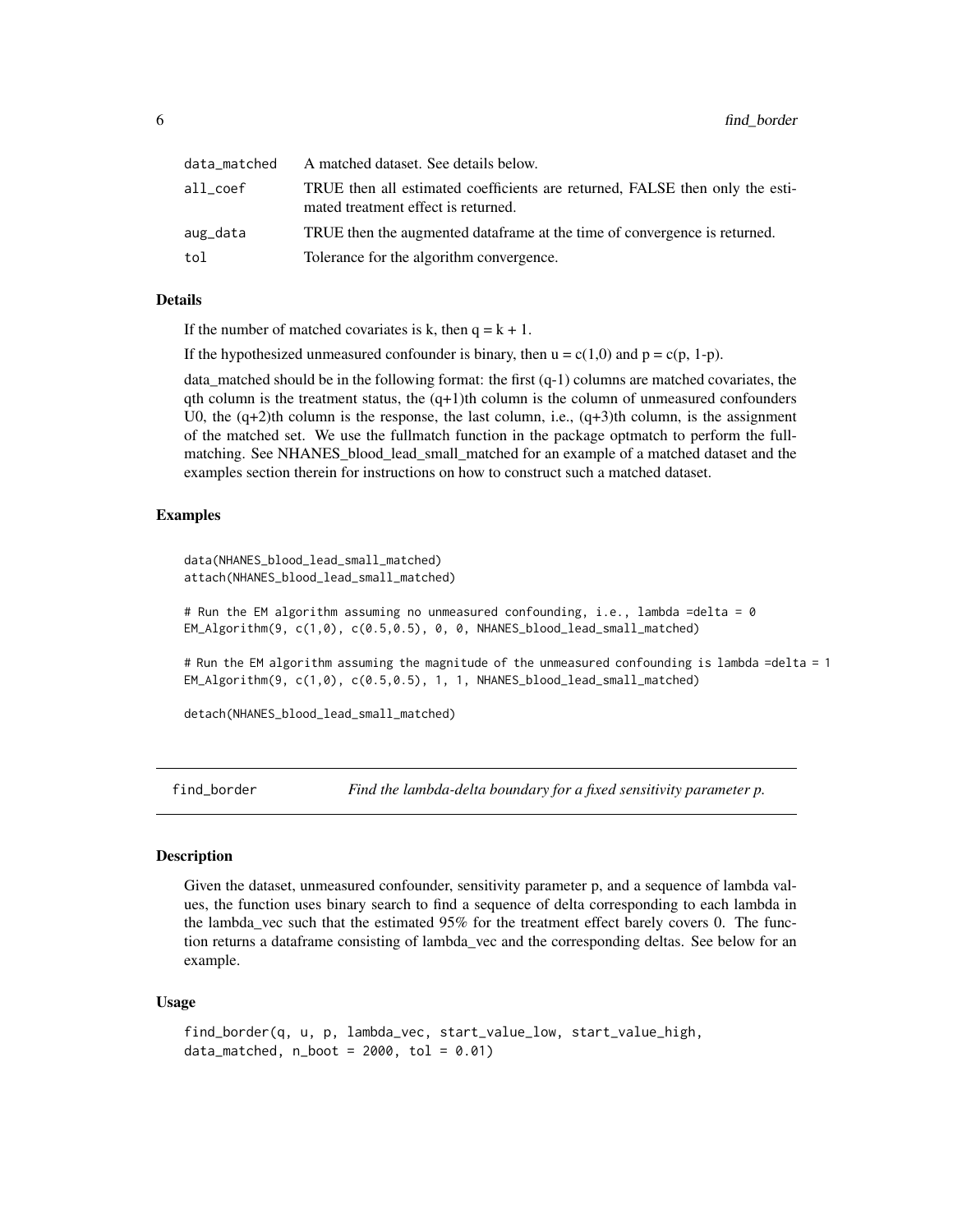| | |
|---|---|
| data_matched | A matched dataset. See details below. |
| all_coef | TRUE then all estimated coefficients are returned, FALSE then only the estimated treatment effect is returned. |
| aug_data | TRUE then the augmented dataframe at the time of convergence is returned. |
| tol | Tolerance for the algorithm convergence. |

### Details

If the number of matched covariates is k, then q = k + 1.

If the hypothesized unmeasured confounder is binary, then u = c(1,0) and p = c(p, 1-p).

data_matched should be in the following format: the first (q-1) columns are matched covariates, the qth column is the treatment status, the (q+1)th column is the column of unmeasured confounders U0, the (q+2)th column is the response, the last column, i.e., (q+3)th column, is the assignment of the matched set. We use the fullmatch function in the package optmatch to perform the full-matching. See NHANES_blood_lead_small_matched for an example of a matched dataset and the examples section therein for instructions on how to construct such a matched dataset.

### Examples

```
data(NHANES_blood_lead_small_matched)
attach(NHANES_blood_lead_small_matched)

# Run the EM algorithm assuming no unmeasured confounding, i.e., lambda =delta = 0
EM_Algorithm(9, c(1,0), c(0.5,0.5), 0, 0, NHANES_blood_lead_small_matched)

# Run the EM algorithm assuming the magnitude of the unmeasured confounding is lambda =delta = 1
EM_Algorithm(9, c(1,0), c(0.5,0.5), 1, 1, NHANES_blood_lead_small_matched)

detach(NHANES_blood_lead_small_matched)
```

## find_border — *Find the lambda-delta boundary for a fixed sensitivity parameter p.*

### Description

Given the dataset, unmeasured confounder, sensitivity parameter p, and a sequence of lambda values, the function uses binary search to find a sequence of delta corresponding to each lambda in the lambda_vec such that the estimated 95% for the treatment effect barely covers 0. The function returns a dataframe consisting of lambda_vec and the corresponding deltas. See below for an example.

### Usage

```
find_border(q, u, p, lambda_vec, start_value_low, start_value_high,
data_matched, n_boot = 2000, tol = 0.01)
```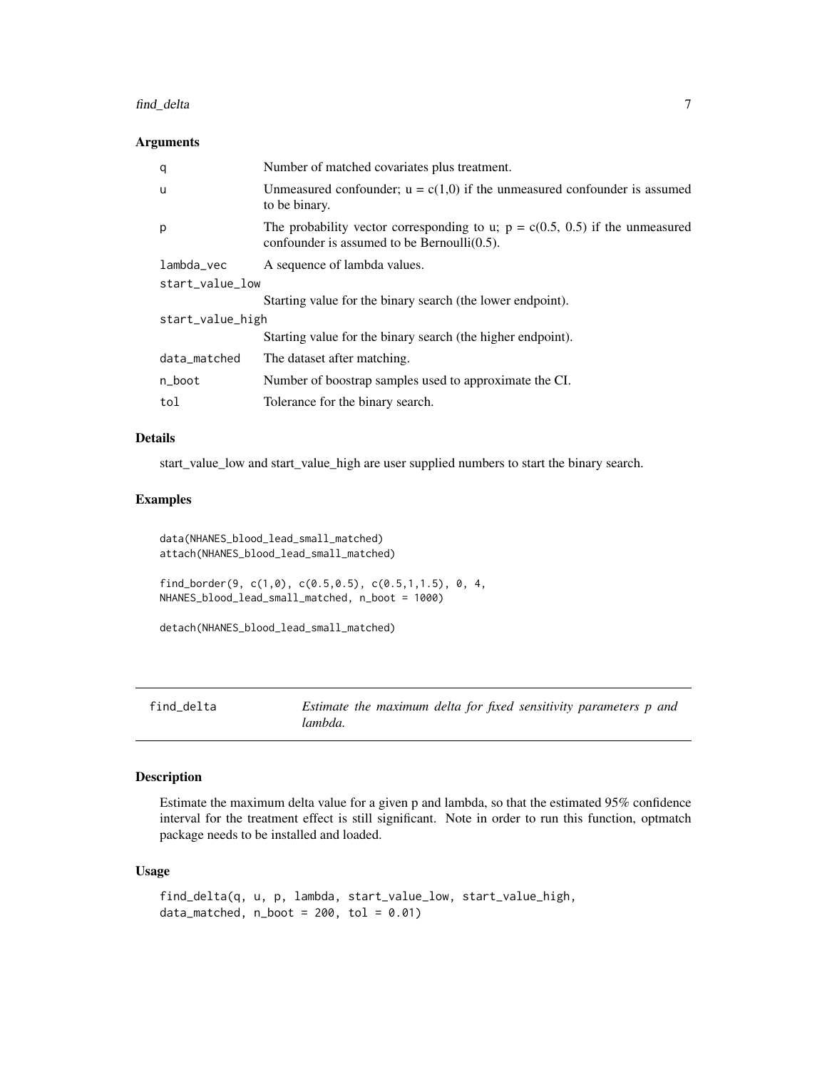### Arguments

| | |
|---|---|
| q | Number of matched covariates plus treatment. |
| u | Unmeasured confounder; u = c(1,0) if the unmeasured confounder is assumed to be binary. |
| p | The probability vector corresponding to u; p = c(0.5, 0.5) if the unmeasured confounder is assumed to be Bernoulli(0.5). |
| lambda_vec | A sequence of lambda values. |
| start_value_low | Starting value for the binary search (the lower endpoint). |
| start_value_high | Starting value for the binary search (the higher endpoint). |
| data_matched | The dataset after matching. |
| n_boot | Number of boostrap samples used to approximate the CI. |
| tol | Tolerance for the binary search. |

### Details

start_value_low and start_value_high are user supplied numbers to start the binary search.

### Examples

```
data(NHANES_blood_lead_small_matched)
attach(NHANES_blood_lead_small_matched)

find_border(9, c(1,0), c(0.5,0.5), c(0.5,1,1.5), 0, 4,
NHANES_blood_lead_small_matched, n_boot = 1000)

detach(NHANES_blood_lead_small_matched)
```

---

## find_delta — *Estimate the maximum delta for fixed sensitivity parameters p and lambda.*

### Description

Estimate the maximum delta value for a given p and lambda, so that the estimated 95% confidence interval for the treatment effect is still significant. Note in order to run this function, optmatch package needs to be installed and loaded.

### Usage

```
find_delta(q, u, p, lambda, start_value_low, start_value_high,
data_matched, n_boot = 200, tol = 0.01)
```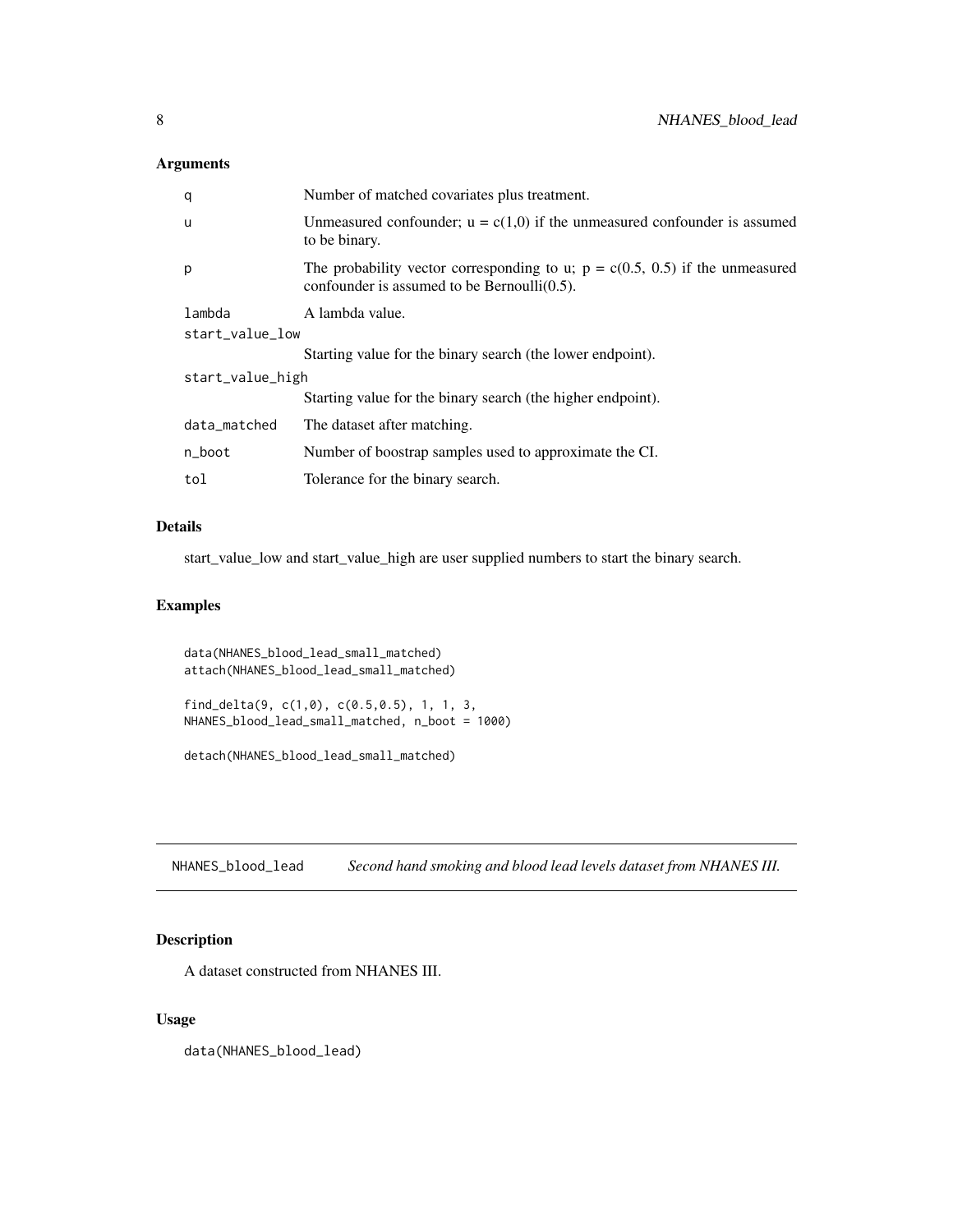### Arguments

| | |
|---|---|
| q | Number of matched covariates plus treatment. |
| u | Unmeasured confounder; u = c(1,0) if the unmeasured confounder is assumed to be binary. |
| p | The probability vector corresponding to u; p = c(0.5, 0.5) if the unmeasured confounder is assumed to be Bernoulli(0.5). |
| lambda | A lambda value. |
| start_value_low | Starting value for the binary search (the lower endpoint). |
| start_value_high | Starting value for the binary search (the higher endpoint). |
| data_matched | The dataset after matching. |
| n_boot | Number of boostrap samples used to approximate the CI. |
| tol | Tolerance for the binary search. |

### Details

start_value_low and start_value_high are user supplied numbers to start the binary search.

### Examples

```
data(NHANES_blood_lead_small_matched)
attach(NHANES_blood_lead_small_matched)

find_delta(9, c(1,0), c(0.5,0.5), 1, 1, 3,
NHANES_blood_lead_small_matched, n_boot = 1000)

detach(NHANES_blood_lead_small_matched)
```

---

## NHANES_blood_lead    *Second hand smoking and blood lead levels dataset from NHANES III.*

---

### Description

A dataset constructed from NHANES III.

### Usage

```
data(NHANES_blood_lead)
```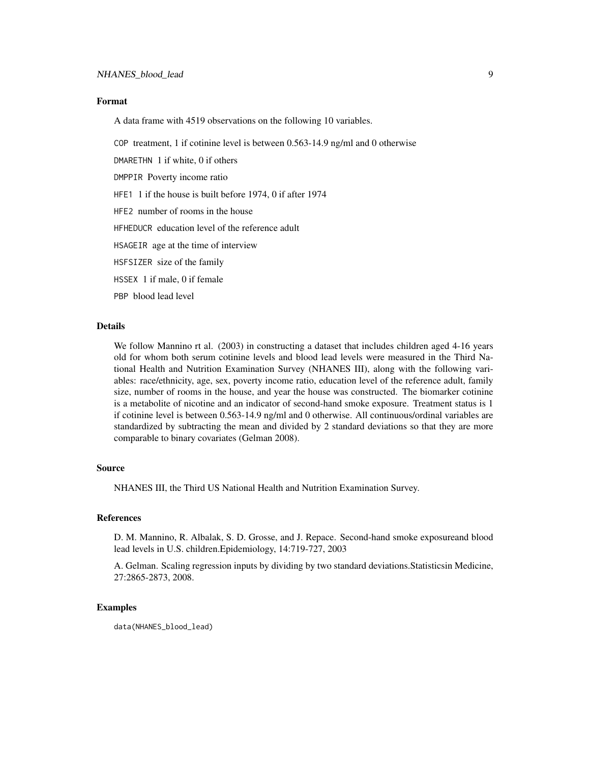## Format

A data frame with 4519 observations on the following 10 variables.

`COP` treatment, 1 if cotinine level is between 0.563-14.9 ng/ml and 0 otherwise

`DMARETHN` 1 if white, 0 if others

`DMPPIR` Poverty income ratio

`HFE1` 1 if the house is built before 1974, 0 if after 1974

`HFE2` number of rooms in the house

`HFHEDUCR` education level of the reference adult

`HSAGEIR` age at the time of interview

`HSFSIZER` size of the family

`HSSEX` 1 if male, 0 if female

`PBP` blood lead level

## Details

We follow Mannino rt al. (2003) in constructing a dataset that includes children aged 4-16 years old for whom both serum cotinine levels and blood lead levels were measured in the Third National Health and Nutrition Examination Survey (NHANES III), along with the following variables: race/ethnicity, age, sex, poverty income ratio, education level of the reference adult, family size, number of rooms in the house, and year the house was constructed. The biomarker cotinine is a metabolite of nicotine and an indicator of second-hand smoke exposure. Treatment status is 1 if cotinine level is between 0.563-14.9 ng/ml and 0 otherwise. All continuous/ordinal variables are standardized by subtracting the mean and divided by 2 standard deviations so that they are more comparable to binary covariates (Gelman 2008).

## Source

NHANES III, the Third US National Health and Nutrition Examination Survey.

## References

D. M. Mannino, R. Albalak, S. D. Grosse, and J. Repace. Second-hand smoke exposureand blood lead levels in U.S. children.Epidemiology, 14:719-727, 2003

A. Gelman. Scaling regression inputs by dividing by two standard deviations.Statisticsin Medicine, 27:2865-2873, 2008.

## Examples

```
data(NHANES_blood_lead)
```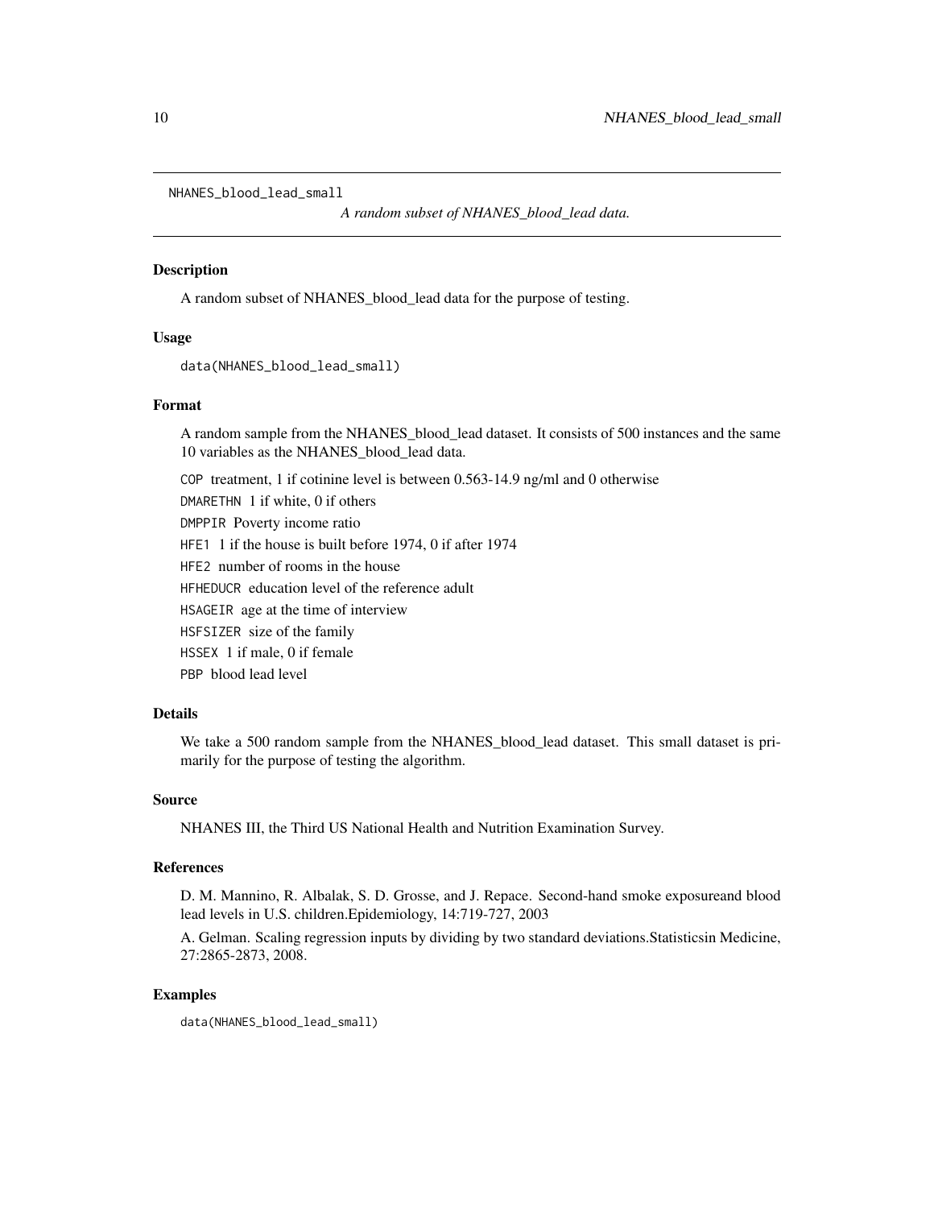`NHANES_blood_lead_small`

*A random subset of NHANES_blood_lead data.*

## Description

A random subset of NHANES_blood_lead data for the purpose of testing.

## Usage

```
data(NHANES_blood_lead_small)
```

## Format

A random sample from the NHANES_blood_lead dataset. It consists of 500 instances and the same 10 variables as the NHANES_blood_lead data.

- `COP` treatment, 1 if cotinine level is between 0.563-14.9 ng/ml and 0 otherwise
- `DMARETHN` 1 if white, 0 if others
- `DMPPIR` Poverty income ratio
- `HFE1` 1 if the house is built before 1974, 0 if after 1974
- `HFE2` number of rooms in the house
- `HFHEDUCR` education level of the reference adult
- `HSAGEIR` age at the time of interview
- `HSFSIZER` size of the family
- `HSSEX` 1 if male, 0 if female
- `PBP` blood lead level

## Details

We take a 500 random sample from the NHANES_blood_lead dataset. This small dataset is primarily for the purpose of testing the algorithm.

## Source

NHANES III, the Third US National Health and Nutrition Examination Survey.

## References

D. M. Mannino, R. Albalak, S. D. Grosse, and J. Repace. Second-hand smoke exposureand blood lead levels in U.S. children.Epidemiology, 14:719-727, 2003

A. Gelman. Scaling regression inputs by dividing by two standard deviations.Statisticsin Medicine, 27:2865-2873, 2008.

## Examples

```
data(NHANES_blood_lead_small)
```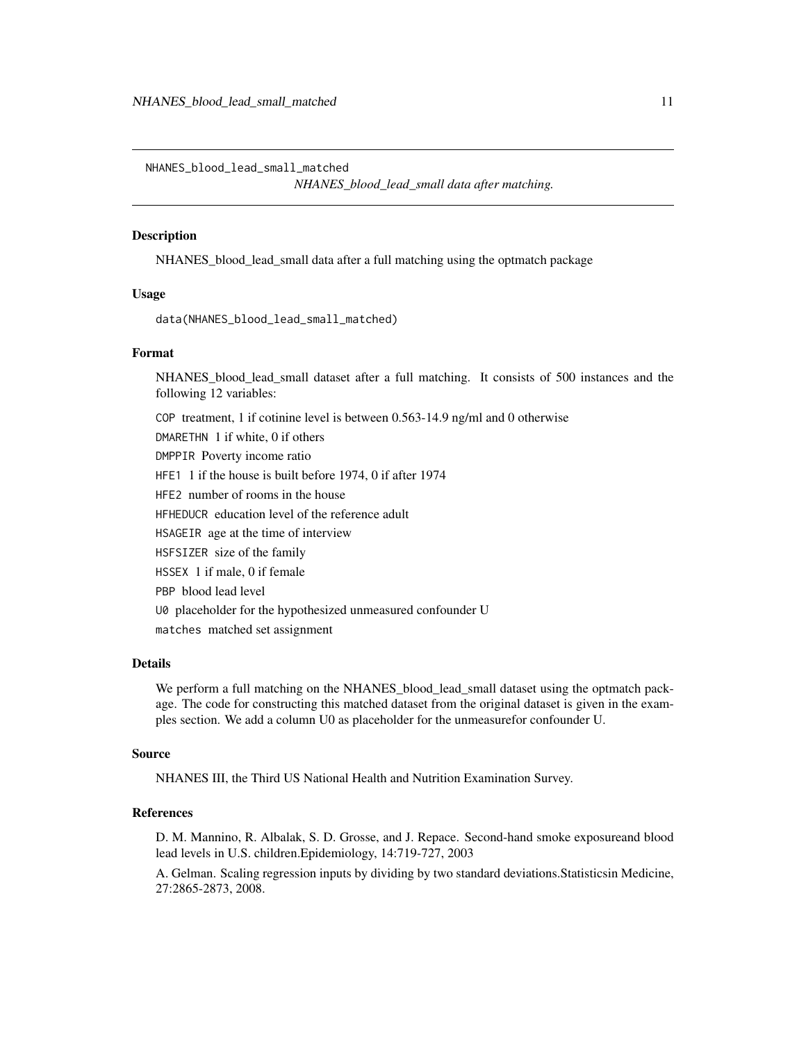`NHANES_blood_lead_small_matched`

*NHANES_blood_lead_small data after matching.*

## Description

NHANES_blood_lead_small data after a full matching using the optmatch package

## Usage

```
data(NHANES_blood_lead_small_matched)
```

## Format

NHANES_blood_lead_small dataset after a full matching. It consists of 500 instances and the following 12 variables:

- `COP` treatment, 1 if cotinine level is between 0.563-14.9 ng/ml and 0 otherwise
- `DMARETHN` 1 if white, 0 if others
- `DMPPIR` Poverty income ratio
- `HFE1` 1 if the house is built before 1974, 0 if after 1974
- `HFE2` number of rooms in the house
- `HFHEDUCR` education level of the reference adult
- `HSAGEIR` age at the time of interview
- `HSFSIZER` size of the family
- `HSSEX` 1 if male, 0 if female
- `PBP` blood lead level
- `U0` placeholder for the hypothesized unmeasured confounder U
- `matches` matched set assignment

## Details

We perform a full matching on the NHANES_blood_lead_small dataset using the optmatch package. The code for constructing this matched dataset from the original dataset is given in the examples section. We add a column U0 as placeholder for the unmeasurefor confounder U.

## Source

NHANES III, the Third US National Health and Nutrition Examination Survey.

## References

D. M. Mannino, R. Albalak, S. D. Grosse, and J. Repace. Second-hand smoke exposureand blood lead levels in U.S. children.Epidemiology, 14:719-727, 2003

A. Gelman. Scaling regression inputs by dividing by two standard deviations.Statisticsin Medicine, 27:2865-2873, 2008.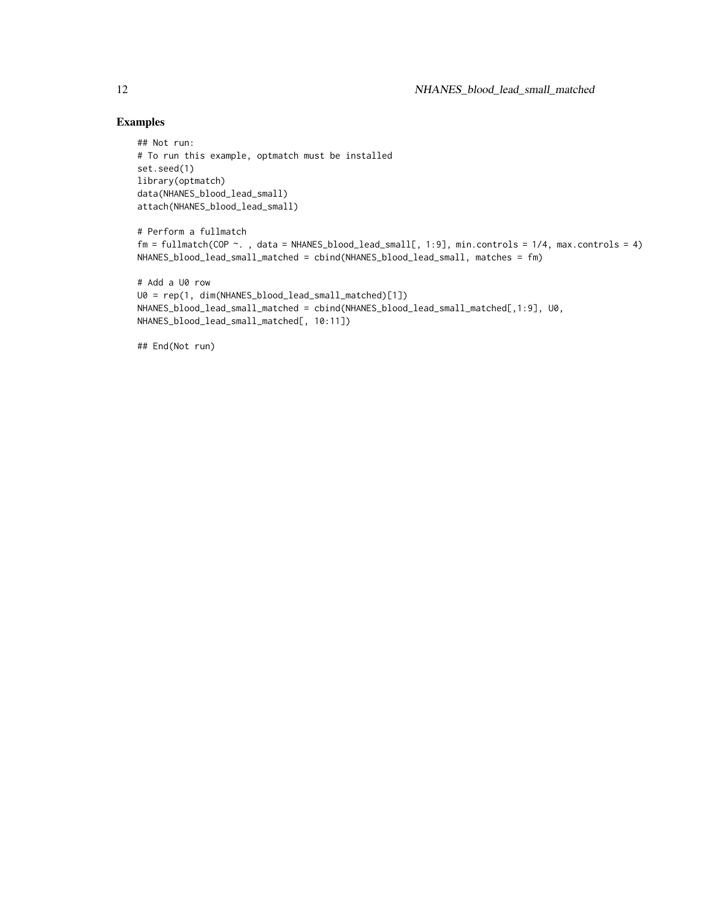## Examples

```
## Not run:
# To run this example, optmatch must be installed
set.seed(1)
library(optmatch)
data(NHANES_blood_lead_small)
attach(NHANES_blood_lead_small)

# Perform a fullmatch
fm = fullmatch(COP ~. , data = NHANES_blood_lead_small[, 1:9], min.controls = 1/4, max.controls = 4)
NHANES_blood_lead_small_matched = cbind(NHANES_blood_lead_small, matches = fm)

# Add a U0 row
U0 = rep(1, dim(NHANES_blood_lead_small_matched)[1])
NHANES_blood_lead_small_matched = cbind(NHANES_blood_lead_small_matched[,1:9], U0,
NHANES_blood_lead_small_matched[, 10:11])

## End(Not run)
```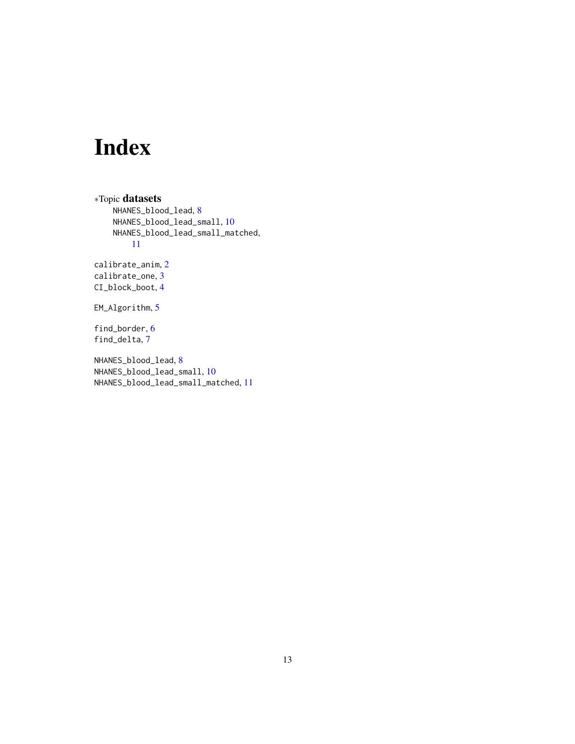# Index

*Topic **datasets**

NHANES_blood_lead, 8
NHANES_blood_lead_small, 10
NHANES_blood_lead_small_matched, 11

calibrate_anim, 2
calibrate_one, 3
CI_block_boot, 4

EM_Algorithm, 5

find_border, 6
find_delta, 7

NHANES_blood_lead, 8
NHANES_blood_lead_small, 10
NHANES_blood_lead_small_matched, 11